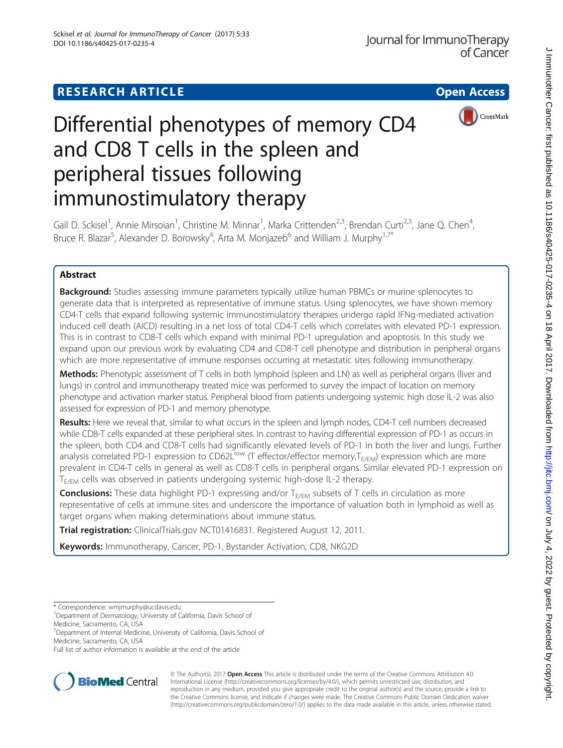RESEARCH ARTICLE

Open Access

# Differential phenotypes of memory CD4 and CD8 T cells in the spleen and peripheral tissues following immunostimulatory therapy

Gail D. Sckisel[1], Annie Mirsoian[1], Christine M. Minnar[1], Marka Crittenden[2,3], Brendan Curti[2,3], Jane Q. Chen[4], Bruce R. Blazar[5], Alexander D. Borowsky[4], Arta M. Monjazeb[6] and William J. Murphy[1,7*]

## Abstract

**Background:** Studies assessing immune parameters typically utilize human PBMCs or murine splenocytes to generate data that is interpreted as representative of immune status. Using splenocytes, we have shown memory CD4-T cells that expand following systemic immunostimulatory therapies undergo rapid IFNg-mediated activation induced cell death (AICD) resulting in a net loss of total CD4-T cells which correlates with elevated PD-1 expression. This is in contrast to CD8-T cells which expand with minimal PD-1 upregulation and apoptosis. In this study we expand upon our previous work by evaluating CD4 and CD8-T cell phenotype and distribution in peripheral organs which are more representative of immune responses occurring at metastatic sites following immunotherapy.

**Methods:** Phenotypic assessment of T cells in both lymphoid (spleen and LN) as well as peripheral organs (liver and lungs) in control and immunotherapy treated mice was performed to survey the impact of location on memory phenotype and activation marker status. Peripheral blood from patients undergoing systemic high dose IL-2 was also assessed for expression of PD-1 and memory phenotype.

**Results:** Here we reveal that, similar to what occurs in the spleen and lymph nodes, CD4-T cell numbers decreased while CD8-T cells expanded at these peripheral sites. In contrast to having differential expression of PD-1 as occurs in the spleen, both CD4 and CD8-T cells had significantly elevated levels of PD-1 in both the liver and lungs. Further analysis correlated PD-1 expression to CD62L$^{low}$ (T effector/effector memory,$T_{E/EM}$) expression which are more prevalent in CD4-T cells in general as well as CD8-T cells in peripheral organs. Similar elevated PD-1 expression on $T_{E/EM}$ cells was observed in patients undergoing systemic high-dose IL-2 therapy.

**Conclusions:** These data highlight PD-1 expressing and/or $T_{E/EM}$ subsets of T cells in circulation as more representative of cells at immune sites and underscore the importance of valuation both in lymphoid as well as target organs when making determinations about immune status.

**Trial registration:** ClinicalTrials.gov NCT01416831. Registered August 12, 2011.

**Keywords:** Immunotherapy, Cancer, PD-1, Bystander Activation, CD8, NKG2D

\* Correspondence: wmjmurphy@ucdavis.edu
[1]Department of Dermatology, University of California, Davis School of Medicine, Sacramento, CA, USA
[7]Department of Internal Medicine, University of California, Davis School of Medicine, Sacramento, CA, USA
Full list of author information is available at the end of the article

© The Author(s). 2017 **Open Access** This article is distributed under the terms of the Creative Commons Attribution 4.0 International License (http://creativecommons.org/licenses/by/4.0/), which permits unrestricted use, distribution, and reproduction in any medium, provided you give appropriate credit to the original author(s) and the source, provide a link to the Creative Commons license, and indicate if changes were made. The Creative Commons Public Domain Dedication waiver (http://creativecommons.org/publicdomain/zero/1.0/) applies to the data made available in this article, unless otherwise stated.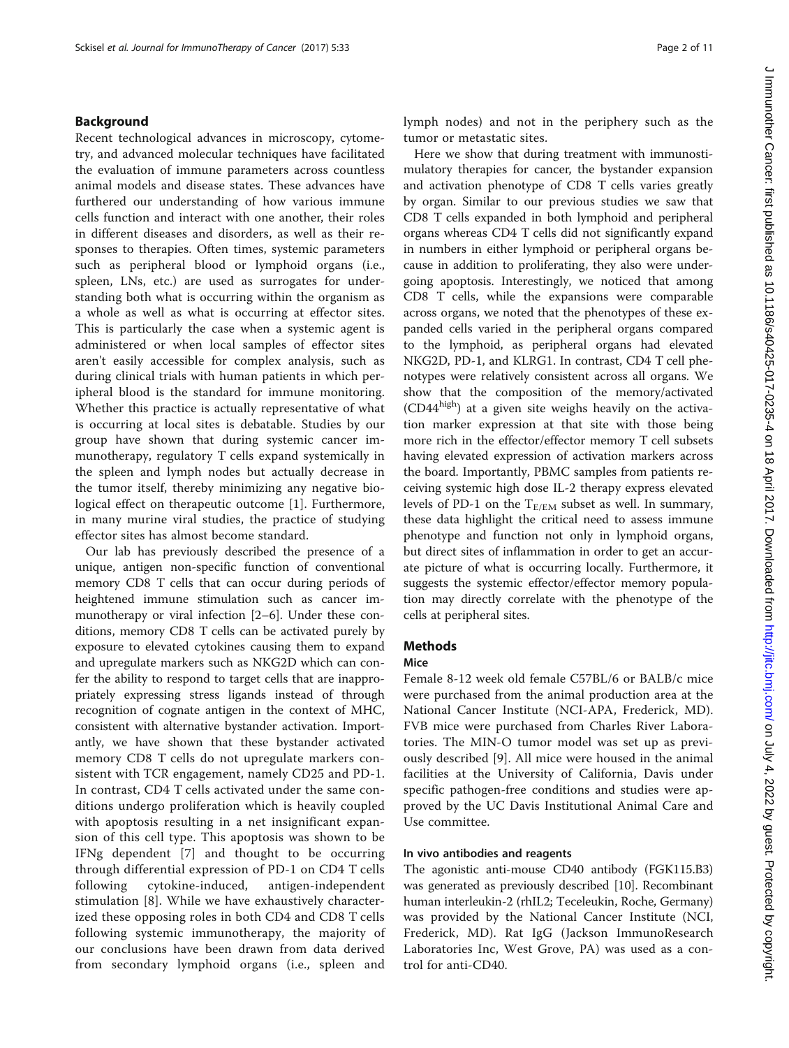## Background

Recent technological advances in microscopy, cytometry, and advanced molecular techniques have facilitated the evaluation of immune parameters across countless animal models and disease states. These advances have furthered our understanding of how various immune cells function and interact with one another, their roles in different diseases and disorders, as well as their responses to therapies. Often times, systemic parameters such as peripheral blood or lymphoid organs (i.e., spleen, LNs, etc.) are used as surrogates for understanding both what is occurring within the organism as a whole as well as what is occurring at effector sites. This is particularly the case when a systemic agent is administered or when local samples of effector sites aren't easily accessible for complex analysis, such as during clinical trials with human patients in which peripheral blood is the standard for immune monitoring. Whether this practice is actually representative of what is occurring at local sites is debatable. Studies by our group have shown that during systemic cancer immunotherapy, regulatory T cells expand systemically in the spleen and lymph nodes but actually decrease in the tumor itself, thereby minimizing any negative biological effect on therapeutic outcome [1]. Furthermore, in many murine viral studies, the practice of studying effector sites has almost become standard.

Our lab has previously described the presence of a unique, antigen non-specific function of conventional memory CD8 T cells that can occur during periods of heightened immune stimulation such as cancer immunotherapy or viral infection [2–6]. Under these conditions, memory CD8 T cells can be activated purely by exposure to elevated cytokines causing them to expand and upregulate markers such as NKG2D which can confer the ability to respond to target cells that are inappropriately expressing stress ligands instead of through recognition of cognate antigen in the context of MHC, consistent with alternative bystander activation. Importantly, we have shown that these bystander activated memory CD8 T cells do not upregulate markers consistent with TCR engagement, namely CD25 and PD-1. In contrast, CD4 T cells activated under the same conditions undergo proliferation which is heavily coupled with apoptosis resulting in a net insignificant expansion of this cell type. This apoptosis was shown to be IFNg dependent [7] and thought to be occurring through differential expression of PD-1 on CD4 T cells following cytokine-induced, antigen-independent stimulation [8]. While we have exhaustively characterized these opposing roles in both CD4 and CD8 T cells following systemic immunotherapy, the majority of our conclusions have been drawn from data derived from secondary lymphoid organs (i.e., spleen and lymph nodes) and not in the periphery such as the tumor or metastatic sites.

Here we show that during treatment with immunostimulatory therapies for cancer, the bystander expansion and activation phenotype of CD8 T cells varies greatly by organ. Similar to our previous studies we saw that CD8 T cells expanded in both lymphoid and peripheral organs whereas CD4 T cells did not significantly expand in numbers in either lymphoid or peripheral organs because in addition to proliferating, they also were undergoing apoptosis. Interestingly, we noticed that among CD8 T cells, while the expansions were comparable across organs, we noted that the phenotypes of these expanded cells varied in the peripheral organs compared to the lymphoid, as peripheral organs had elevated NKG2D, PD-1, and KLRG1. In contrast, CD4 T cell phenotypes were relatively consistent across all organs. We show that the composition of the memory/activated ($CD44^{high}$) at a given site weighs heavily on the activation marker expression at that site with those being more rich in the effector/effector memory T cell subsets having elevated expression of activation markers across the board. Importantly, PBMC samples from patients receiving systemic high dose IL-2 therapy express elevated levels of PD-1 on the $T_{E/EM}$ subset as well. In summary, these data highlight the critical need to assess immune phenotype and function not only in lymphoid organs, but direct sites of inflammation in order to get an accurate picture of what is occurring locally. Furthermore, it suggests the systemic effector/effector memory population may directly correlate with the phenotype of the cells at peripheral sites.

## Methods

### Mice

Female 8-12 week old female C57BL/6 or BALB/c mice were purchased from the animal production area at the National Cancer Institute (NCI-APA, Frederick, MD). FVB mice were purchased from Charles River Laboratories. The MIN-O tumor model was set up as previously described [9]. All mice were housed in the animal facilities at the University of California, Davis under specific pathogen-free conditions and studies were approved by the UC Davis Institutional Animal Care and Use committee.

### In vivo antibodies and reagents

The agonistic anti-mouse CD40 antibody (FGK115.B3) was generated as previously described [10]. Recombinant human interleukin-2 (rhIL2; Teceleukin, Roche, Germany) was provided by the National Cancer Institute (NCI, Frederick, MD). Rat IgG (Jackson ImmunoResearch Laboratories Inc, West Grove, PA) was used as a control for anti-CD40.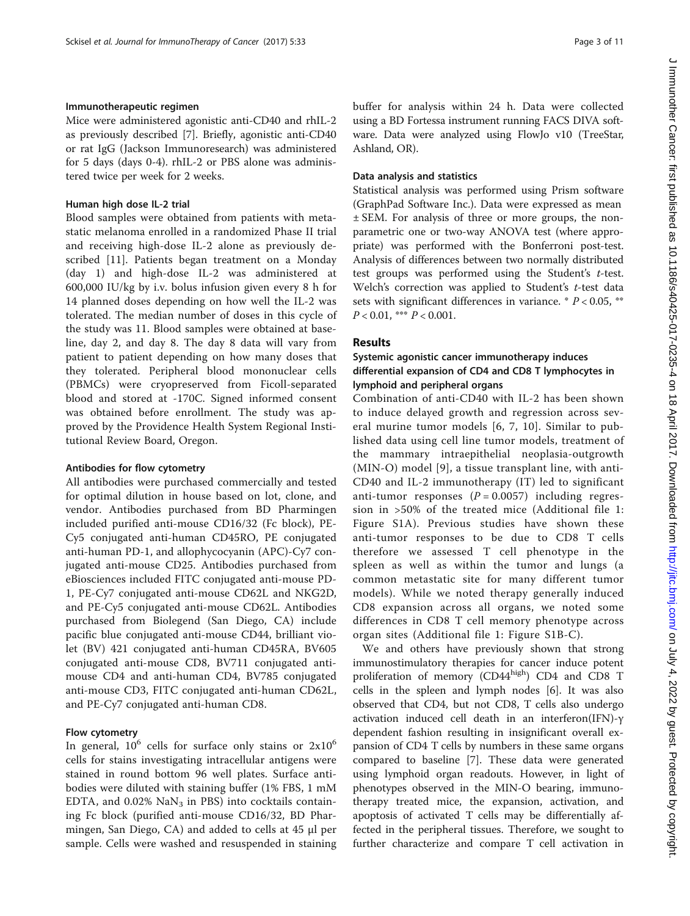### Immunotherapeutic regimen

Mice were administered agonistic anti-CD40 and rhIL-2 as previously described [7]. Briefly, agonistic anti-CD40 or rat IgG (Jackson Immunoresearch) was administered for 5 days (days 0-4). rhIL-2 or PBS alone was administered twice per week for 2 weeks.

### Human high dose IL-2 trial

Blood samples were obtained from patients with metastatic melanoma enrolled in a randomized Phase II trial and receiving high-dose IL-2 alone as previously described [11]. Patients began treatment on a Monday (day 1) and high-dose IL-2 was administered at 600,000 IU/kg by i.v. bolus infusion given every 8 h for 14 planned doses depending on how well the IL-2 was tolerated. The median number of doses in this cycle of the study was 11. Blood samples were obtained at baseline, day 2, and day 8. The day 8 data will vary from patient to patient depending on how many doses that they tolerated. Peripheral blood mononuclear cells (PBMCs) were cryopreserved from Ficoll-separated blood and stored at -170C. Signed informed consent was obtained before enrollment. The study was approved by the Providence Health System Regional Institutional Review Board, Oregon.

### Antibodies for flow cytometry

All antibodies were purchased commercially and tested for optimal dilution in house based on lot, clone, and vendor. Antibodies purchased from BD Pharmingen included purified anti-mouse CD16/32 (Fc block), PE-Cy5 conjugated anti-human CD45RO, PE conjugated anti-human PD-1, and allophycocyanin (APC)-Cy7 conjugated anti-mouse CD25. Antibodies purchased from eBiosciences included FITC conjugated anti-mouse PD-1, PE-Cy7 conjugated anti-mouse CD62L and NKG2D, and PE-Cy5 conjugated anti-mouse CD62L. Antibodies purchased from Biolegend (San Diego, CA) include pacific blue conjugated anti-mouse CD44, brilliant violet (BV) 421 conjugated anti-human CD45RA, BV605 conjugated anti-mouse CD8, BV711 conjugated anti-mouse CD4 and anti-human CD4, BV785 conjugated anti-mouse CD3, FITC conjugated anti-human CD62L, and PE-Cy7 conjugated anti-human CD8.

### Flow cytometry

In general, $10^6$ cells for surface only stains or $2x10^6$ cells for stains investigating intracellular antigens were stained in round bottom 96 well plates. Surface antibodies were diluted with staining buffer (1% FBS, 1 mM EDTA, and 0.02% $NaN_3$ in PBS) into cocktails containing Fc block (purified anti-mouse CD16/32, BD Pharmingen, San Diego, CA) and added to cells at 45 μl per sample. Cells were washed and resuspended in staining buffer for analysis within 24 h. Data were collected using a BD Fortessa instrument running FACS DIVA software. Data were analyzed using FlowJo v10 (TreeStar, Ashland, OR).

### Data analysis and statistics

Statistical analysis was performed using Prism software (GraphPad Software Inc.). Data were expressed as mean ± SEM. For analysis of three or more groups, the non-parametric one or two-way ANOVA test (where appropriate) was performed with the Bonferroni post-test. Analysis of differences between two normally distributed test groups was performed using the Student's *t*-test. Welch's correction was applied to Student's *t*-test data sets with significant differences in variance. * $P < 0.05$, ** $P < 0.01$, *** $P < 0.001$.

## Results

### Systemic agonistic cancer immunotherapy induces differential expansion of CD4 and CD8 T lymphocytes in lymphoid and peripheral organs

Combination of anti-CD40 with IL-2 has been shown to induce delayed growth and regression across several murine tumor models [6, 7, 10]. Similar to published data using cell line tumor models, treatment of the mammary intraepithelial neoplasia-outgrowth (MIN-O) model [9], a tissue transplant line, with anti-CD40 and IL-2 immunotherapy (IT) led to significant anti-tumor responses ($P = 0.0057$) including regression in >50% of the treated mice (Additional file 1: Figure S1A). Previous studies have shown these anti-tumor responses to be due to CD8 T cells therefore we assessed T cell phenotype in the spleen as well as within the tumor and lungs (a common metastatic site for many different tumor models). While we noted therapy generally induced CD8 expansion across all organs, we noted some differences in CD8 T cell memory phenotype across organ sites (Additional file 1: Figure S1B-C).

We and others have previously shown that strong immunostimulatory therapies for cancer induce potent proliferation of memory ($CD44^{high}$) CD4 and CD8 T cells in the spleen and lymph nodes [6]. It was also observed that CD4, but not CD8, T cells also undergo activation induced cell death in an interferon(IFN)-γ dependent fashion resulting in insignificant overall expansion of CD4 T cells by numbers in these same organs compared to baseline [7]. These data were generated using lymphoid organ readouts. However, in light of phenotypes observed in the MIN-O bearing, immunotherapy treated mice, the expansion, activation, and apoptosis of activated T cells may be differentially affected in the peripheral tissues. Therefore, we sought to further characterize and compare T cell activation in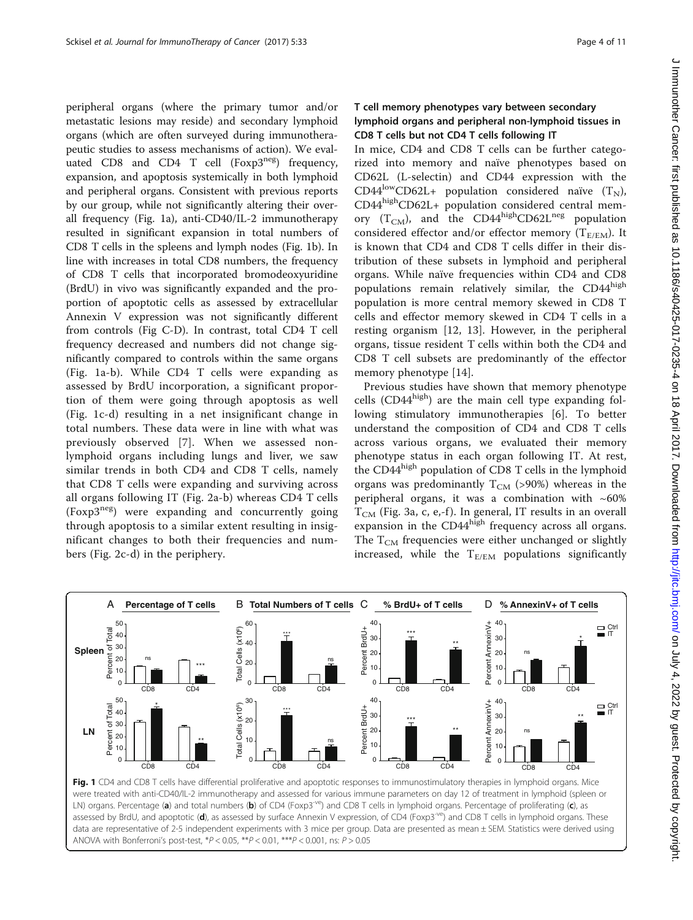peripheral organs (where the primary tumor and/or metastatic lesions may reside) and secondary lymphoid organs (which are often surveyed during immunotherapeutic studies to assess mechanisms of action). We evaluated CD8 and CD4 T cell (Foxp3$^{neg}$) frequency, expansion, and apoptosis systemically in both lymphoid and peripheral organs. Consistent with previous reports by our group, while not significantly altering their overall frequency (Fig. 1a), anti-CD40/IL-2 immunotherapy resulted in significant expansion in total numbers of CD8 T cells in the spleens and lymph nodes (Fig. 1b). In line with increases in total CD8 numbers, the frequency of CD8 T cells that incorporated bromodeoxyuridine (BrdU) in vivo was significantly expanded and the proportion of apoptotic cells as assessed by extracellular Annexin V expression was not significantly different from controls (Fig C-D). In contrast, total CD4 T cell frequency decreased and numbers did not change significantly compared to controls within the same organs (Fig. 1a-b). While CD4 T cells were expanding as assessed by BrdU incorporation, a significant proportion of them were going through apoptosis as well (Fig. 1c-d) resulting in a net insignificant change in total numbers. These data were in line with what was previously observed [7]. When we assessed non-lymphoid organs including lungs and liver, we saw similar trends in both CD4 and CD8 T cells, namely that CD8 T cells were expanding and surviving across all organs following IT (Fig. 2a-b) whereas CD4 T cells (Foxp3$^{neg}$) were expanding and concurrently going through apoptosis to a similar extent resulting in insignificant changes to both their frequencies and numbers (Fig. 2c-d) in the periphery.

### T cell memory phenotypes vary between secondary lymphoid organs and peripheral non-lymphoid tissues in CD8 T cells but not CD4 T cells following IT

In mice, CD4 and CD8 T cells can be further categorized into memory and naïve phenotypes based on CD62L (L-selectin) and CD44 expression with the CD44$^{low}$CD62L+ population considered naïve ($T_N$), CD44$^{high}$CD62L+ population considered central memory ($T_{CM}$), and the CD44$^{high}$CD62L$^{neg}$ population considered effector and/or effector memory ($T_{E/EM}$). It is known that CD4 and CD8 T cells differ in their distribution of these subsets in lymphoid and peripheral organs. While naïve frequencies within CD4 and CD8 populations remain relatively similar, the CD44$^{high}$ population is more central memory skewed in CD8 T cells and effector memory skewed in CD4 T cells in a resting organism [12, 13]. However, in the peripheral organs, tissue resident T cells within both the CD4 and CD8 T cell subsets are predominantly of the effector memory phenotype [14].

Previous studies have shown that memory phenotype cells (CD44$^{high}$) are the main cell type expanding following stimulatory immunotherapies [6]. To better understand the composition of CD4 and CD8 T cells across various organs, we evaluated their memory phenotype status in each organ following IT. At rest, the CD44$^{high}$ population of CD8 T cells in the lymphoid organs was predominantly $T_{CM}$ (>90%) whereas in the peripheral organs, it was a combination with ~60% $T_{CM}$ (Fig. 3a, c, e,-f). In general, IT results in an overall expansion in the CD44$^{high}$ frequency across all organs. The $T_{CM}$ frequencies were either unchanged or slightly increased, while the $T_{E/EM}$ populations significantly

**Fig. 1** CD4 and CD8 T cells have differential proliferative and apoptotic responses to immunostimulatory therapies in lymphoid organs. Mice were treated with anti-CD40/IL-2 immunotherapy and assessed for various immune parameters on day 12 of treatment in lymphoid (spleen or LN) organs. Percentage (**a**) and total numbers (**b**) of CD4 (Foxp3$^{-ve}$) and CD8 T cells in lymphoid organs. Percentage of proliferating (**c**), as assessed by BrdU, and apoptotic (**d**), as assessed by surface Annexin V expression, of CD4 (Foxp3$^{-ve}$) and CD8 T cells in lymphoid organs. These data are representative of 2-5 independent experiments with 3 mice per group. Data are presented as mean ± SEM. Statistics were derived using ANOVA with Bonferroni's post-test, *$P$ < 0.05, **$P$ < 0.01, ***$P$ < 0.001, ns: $P$ > 0.05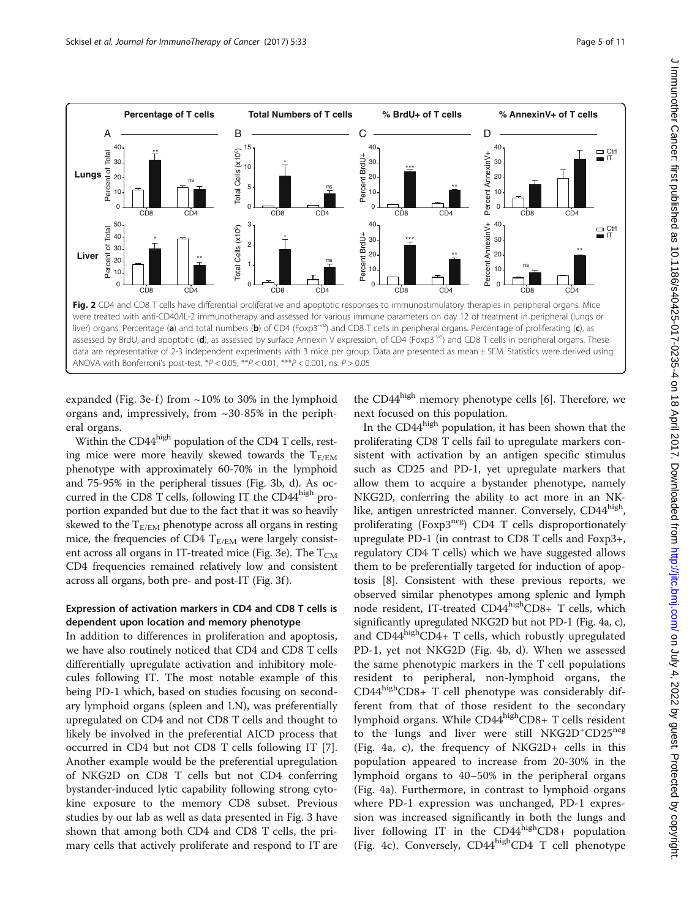Fig. 2 CD4 and CD8 T cells have differential proliferative and apoptotic responses to immunostimulatory therapies in peripheral organs. Mice were treated with anti-CD40/IL-2 immunotherapy and assessed for various immune parameters on day 12 of treatment in peripheral (lungs or liver) organs. Percentage (**a**) and total numbers (**b**) of CD4 (Foxp3$^{-ve}$) and CD8 T cells in peripheral organs. Percentage of proliferating (**c**), as assessed by BrdU, and apoptotic (**d**), as assessed by surface Annexin V expression, of CD4 (Foxp3$^{-ve}$) and CD8 T cells in peripheral organs. These data are representative of 2-3 independent experiments with 3 mice per group. Data are presented as mean ± SEM. Statistics were derived using ANOVA with Bonferroni's post-test, \*$P < 0.05$, \*\*$P < 0.01$, \*\*\*$P < 0.001$, ns: $P > 0.05$

expanded (Fig. 3e-f) from ~10% to 30% in the lymphoid organs and, impressively, from ~30-85% in the peripheral organs.

Within the CD44$^{high}$ population of the CD4 T cells, resting mice were more heavily skewed towards the $T_{E/EM}$ phenotype with approximately 60-70% in the lymphoid and 75-95% in the peripheral tissues (Fig. 3b, d). As occurred in the CD8 T cells, following IT the CD44$^{high}$ proportion expanded but due to the fact that it was so heavily skewed to the $T_{E/EM}$ phenotype across all organs in resting mice, the frequencies of CD4 $T_{E/EM}$ were largely consistent across all organs in IT-treated mice (Fig. 3e). The $T_{CM}$ CD4 frequencies remained relatively low and consistent across all organs, both pre- and post-IT (Fig. 3f).

### Expression of activation markers in CD4 and CD8 T cells is dependent upon location and memory phenotype

In addition to differences in proliferation and apoptosis, we have also routinely noticed that CD4 and CD8 T cells differentially upregulate activation and inhibitory molecules following IT. The most notable example of this being PD-1 which, based on studies focusing on secondary lymphoid organs (spleen and LN), was preferentially upregulated on CD4 and not CD8 T cells and thought to likely be involved in the preferential AICD process that occurred in CD4 but not CD8 T cells following IT [7]. Another example would be the preferential upregulation of NKG2D on CD8 T cells but not CD4 conferring bystander-induced lytic capability following strong cytokine exposure to the memory CD8 subset. Previous studies by our lab as well as data presented in Fig. 3 have shown that among both CD4 and CD8 T cells, the primary cells that actively proliferate and respond to IT are the CD44$^{high}$ memory phenotype cells [6]. Therefore, we next focused on this population.

In the CD44$^{high}$ population, it has been shown that the proliferating CD8 T cells fail to upregulate markers consistent with activation by an antigen specific stimulus such as CD25 and PD-1, yet upregulate markers that allow them to acquire a bystander phenotype, namely NKG2D, conferring the ability to act more in an NK-like, antigen unrestricted manner. Conversely, CD44$^{high}$, proliferating (Foxp3$^{neg}$) CD4 T cells disproportionately upregulate PD-1 (in contrast to CD8 T cells and Foxp3+, regulatory CD4 T cells) which we have suggested allows them to be preferentially targeted for induction of apoptosis [8]. Consistent with these previous reports, we observed similar phenotypes among splenic and lymph node resident, IT-treated CD44$^{high}$CD8+ T cells, which significantly upregulated NKG2D but not PD-1 (Fig. 4a, c), and CD44$^{high}$CD4+ T cells, which robustly upregulated PD-1, yet not NKG2D (Fig. 4b, d). When we assessed the same phenotypic markers in the T cell populations resident to peripheral, non-lymphoid organs, the CD44$^{high}$CD8+ T cell phenotype was considerably different from that of those resident to the secondary lymphoid organs. While CD44$^{high}$CD8+ T cells resident to the lungs and liver were still NKG2D$^{+}$CD25$^{neg}$ (Fig. 4a, c), the frequency of NKG2D+ cells in this population appeared to increase from 20-30% in the lymphoid organs to 40–50% in the peripheral organs (Fig. 4a). Furthermore, in contrast to lymphoid organs where PD-1 expression was unchanged, PD-1 expression was increased significantly in both the lungs and liver following IT in the CD44$^{high}$CD8+ population (Fig. 4c). Conversely, CD44$^{high}$CD4 T cell phenotype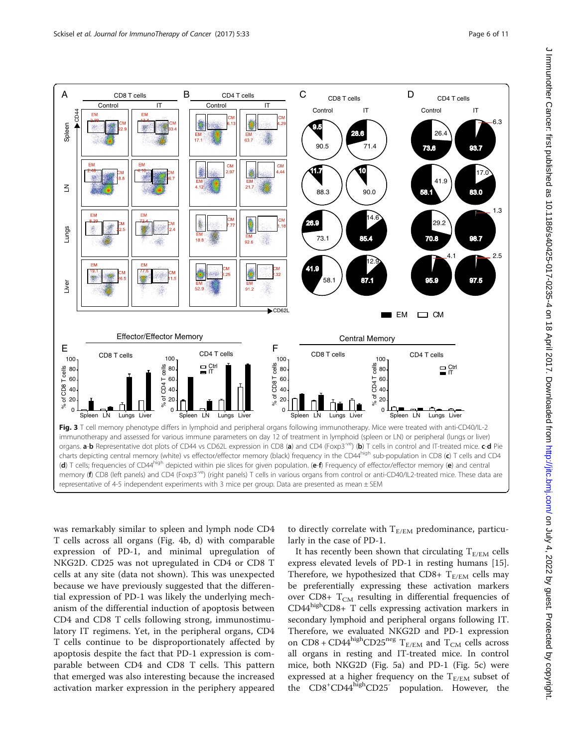**Fig. 3** T cell memory phenotype differs in lymphoid and peripheral organs following immunotherapy. Mice were treated with anti-CD40/IL-2 immunotherapy and assessed for various immune parameters on day 12 of treatment in lymphoid (spleen or LN) or peripheral (lungs or liver) organs. **a**-**b** Representative dot plots of CD44 vs CD62L expression in CD8 (**a**) and CD4 (Foxp3$^{-ve}$) (**b**) T cells in control and IT-treated mice. **c**-**d** Pie charts depicting central memory (white) vs effector/effector memory (black) frequency in the CD44$^{high}$ sub-population in CD8 (**c**) T cells and CD4 (**d**) T cells; frequencies of CD44$^{high}$ depicted within pie slices for given population. (**e**-**f**) Frequency of effector/effector memory (**e**) and central memory (**f**) CD8 (left panels) and CD4 (Foxp3$^{-ve}$) (right panels) T cells in various organs from control or anti-CD40/IL2-treated mice. These data are representative of 4-5 independent experiments with 3 mice per group. Data are presented as mean ± SEM

was remarkably similar to spleen and lymph node CD4 T cells across all organs (Fig. 4b, d) with comparable expression of PD-1, and minimal upregulation of NKG2D. CD25 was not upregulated in CD4 or CD8 T cells at any site (data not shown). This was unexpected because we have previously suggested that the differential expression of PD-1 was likely the underlying mechanism of the differential induction of apoptosis between CD4 and CD8 T cells following strong, immunostimulatory IT regimens. In the peripheral organs, CD4 T cells continue to be disproportionately affected by apoptosis despite the fact that PD-1 expression is comparable between CD4 and CD8 T cells. This pattern that emerged was also interesting because the increased activation marker expression in the periphery appeared to directly correlate with $T_{E/EM}$ predominance, particularly in the case of PD-1.

It has recently been shown that circulating $T_{E/EM}$ cells express elevated levels of PD-1 in resting humans [15]. Therefore, we hypothesized that CD8+ $T_{E/EM}$ cells may be preferentially expressing these activation markers over CD8+ $T_{CM}$ resulting in differential frequencies of CD44$^{high}$CD8+ T cells expressing activation markers in secondary lymphoid and peripheral organs following IT. Therefore, we evaluated NKG2D and PD-1 expression on CD8 + CD44$^{high}$CD25$^{neg}$ $T_{E/EM}$ and $T_{CM}$ cells across all organs in resting and IT-treated mice. In control mice, both NKG2D (Fig. 5a) and PD-1 (Fig. 5c) were expressed at a higher frequency on the $T_{E/EM}$ subset of the CD8$^{+}$CD44$^{high}$CD25$^{-}$ population. However, the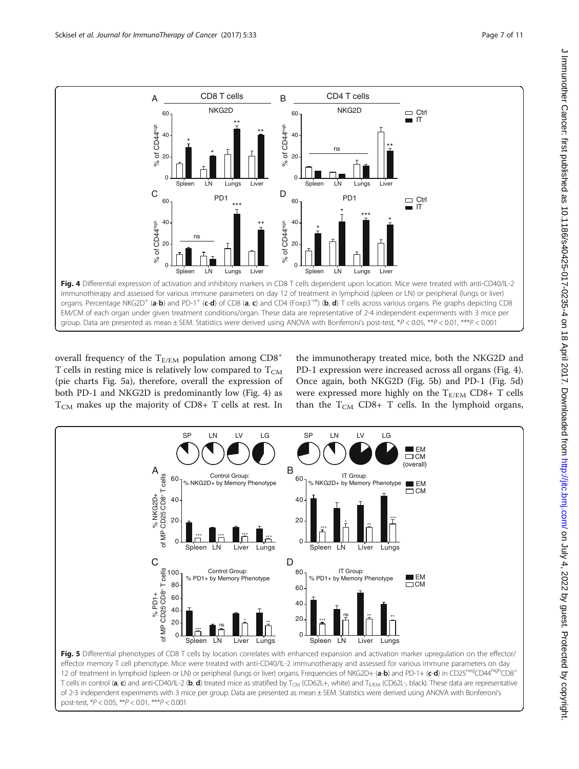**Fig. 4** Differential expression of activation and inhibitory markers in CD8 T cells dependent upon location. Mice were treated with anti-CD40/IL-2 immunotherapy and assessed for various immune parameters on day 12 of treatment in lymphoid (spleen or LN) or peripheral (lungs or liver) organs. Percentage NKG2D$^{+}$ (**a**-**b**) and PD-1$^{+}$ (**c**-**d**) of CD8 (**a**, **c**) and CD4 (Foxp3$^{-ve}$) (**b**, **d**) T cells across various organs. Pie graphs depicting CD8 EM/CM of each organ under given treatment conditions/organ. These data are representative of 2-4 independent experiments with 3 mice per group. Data are presented as mean ± SEM. Statistics were derived using ANOVA with Bonferroni's post-test, \*$P < 0.05$, \*\*$P < 0.01$, \*\*\*$P < 0.001$

overall frequency of the $T_{E/EM}$ population among CD8$^{+}$ T cells in resting mice is relatively low compared to $T_{CM}$ (pie charts Fig. 5a), therefore, overall the expression of both PD-1 and NKG2D is predominantly low (Fig. 4) as $T_{CM}$ makes up the majority of CD8+ T cells at rest. In the immunotherapy treated mice, both the NKG2D and PD-1 expression were increased across all organs (Fig. 4). Once again, both NKG2D (Fig. 5b) and PD-1 (Fig. 5d) were expressed more highly on the $T_{E/EM}$ CD8+ T cells than the $T_{CM}$ CD8+ T cells. In the lymphoid organs,

**Fig. 5** Differential phenotypes of CD8 T cells by location correlates with enhanced expansion and activation marker upregulation on the effector/effector memory T cell phenotype. Mice were treated with anti-CD40/IL-2 immunotherapy and assessed for various immune parameters on day 12 of treatment in lymphoid (spleen or LN) or peripheral (lungs or liver) organs. Frequencies of NKG2D+ (**a**-**b**) and PD-1+ (**c**-**d**) in CD25$^{neg}$CD44$^{high}$CD8$^{+}$ T cells in control (**a**, **c**) and anti-CD40/IL-2 (**b**, **d**) treated mice as stratified by $T_{CM}$ (CD62L+, white) and $T_{E/EM}$ (CD62L-, black). These data are representative of 2-3 independent experiments with 3 mice per group. Data are presented as mean ± SEM. Statistics were derived using ANOVA with Bonferroni's post-test, \*$P < 0.05$, \*\*$P < 0.01$, \*\*\*$P < 0.001$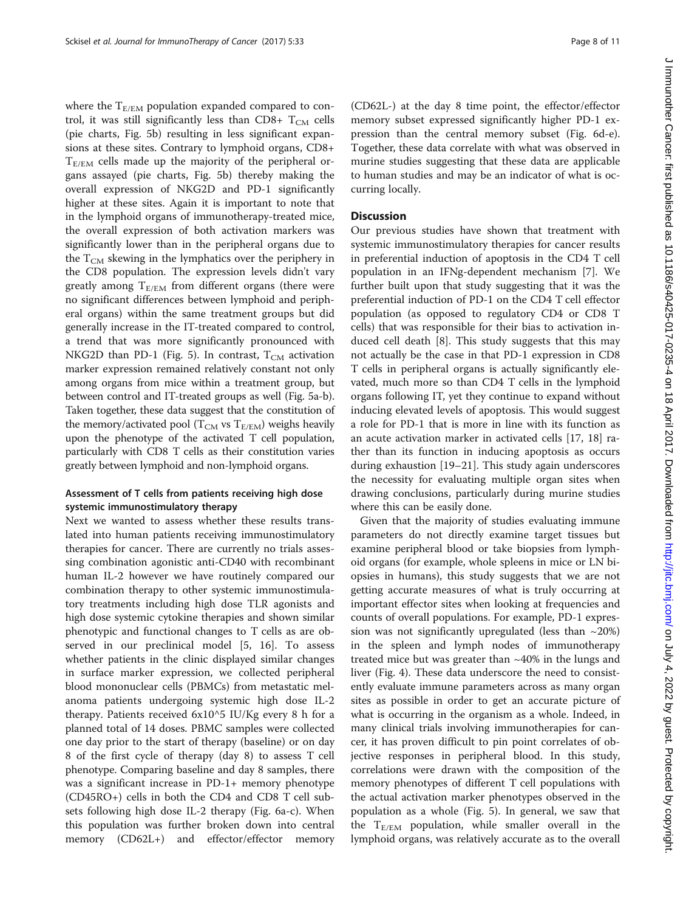where the $T_{E/EM}$ population expanded compared to control, it was still significantly less than CD8+ $T_{CM}$ cells (pie charts, Fig. 5b) resulting in less significant expansions at these sites. Contrary to lymphoid organs, CD8+ $T_{E/EM}$ cells made up the majority of the peripheral organs assayed (pie charts, Fig. 5b) thereby making the overall expression of NKG2D and PD-1 significantly higher at these sites. Again it is important to note that in the lymphoid organs of immunotherapy-treated mice, the overall expression of both activation markers was significantly lower than in the peripheral organs due to the $T_{CM}$ skewing in the lymphatics over the periphery in the CD8 population. The expression levels didn't vary greatly among $T_{E/EM}$ from different organs (there were no significant differences between lymphoid and peripheral organs) within the same treatment groups but did generally increase in the IT-treated compared to control, a trend that was more significantly pronounced with NKG2D than PD-1 (Fig. 5). In contrast, $T_{CM}$ activation marker expression remained relatively constant not only among organs from mice within a treatment group, but between control and IT-treated groups as well (Fig. 5a-b). Taken together, these data suggest that the constitution of the memory/activated pool ($T_{CM}$ vs $T_{E/EM}$) weighs heavily upon the phenotype of the activated T cell population, particularly with CD8 T cells as their constitution varies greatly between lymphoid and non-lymphoid organs.

### Assessment of T cells from patients receiving high dose systemic immunostimulatory therapy

Next we wanted to assess whether these results translated into human patients receiving immunostimulatory therapies for cancer. There are currently no trials assessing combination agonistic anti-CD40 with recombinant human IL-2 however we have routinely compared our combination therapy to other systemic immunostimulatory treatments including high dose TLR agonists and high dose systemic cytokine therapies and shown similar phenotypic and functional changes to T cells as are observed in our preclinical model [5, 16]. To assess whether patients in the clinic displayed similar changes in surface marker expression, we collected peripheral blood mononuclear cells (PBMCs) from metastatic melanoma patients undergoing systemic high dose IL-2 therapy. Patients received 6x10^5 IU/Kg every 8 h for a planned total of 14 doses. PBMC samples were collected one day prior to the start of therapy (baseline) or on day 8 of the first cycle of therapy (day 8) to assess T cell phenotype. Comparing baseline and day 8 samples, there was a significant increase in PD-1+ memory phenotype (CD45RO+) cells in both the CD4 and CD8 T cell subsets following high dose IL-2 therapy (Fig. 6a-c). When this population was further broken down into central memory (CD62L+) and effector/effector memory (CD62L-) at the day 8 time point, the effector/effector memory subset expressed significantly higher PD-1 expression than the central memory subset (Fig. 6d-e). Together, these data correlate with what was observed in murine studies suggesting that these data are applicable to human studies and may be an indicator of what is occurring locally.

## Discussion

Our previous studies have shown that treatment with systemic immunostimulatory therapies for cancer results in preferential induction of apoptosis in the CD4 T cell population in an IFNg-dependent mechanism [7]. We further built upon that study suggesting that it was the preferential induction of PD-1 on the CD4 T cell effector population (as opposed to regulatory CD4 or CD8 T cells) that was responsible for their bias to activation induced cell death [8]. This study suggests that this may not actually be the case in that PD-1 expression in CD8 T cells in peripheral organs is actually significantly elevated, much more so than CD4 T cells in the lymphoid organs following IT, yet they continue to expand without inducing elevated levels of apoptosis. This would suggest a role for PD-1 that is more in line with its function as an acute activation marker in activated cells [17, 18] rather than its function in inducing apoptosis as occurs during exhaustion [19–21]. This study again underscores the necessity for evaluating multiple organ sites when drawing conclusions, particularly during murine studies where this can be easily done.

Given that the majority of studies evaluating immune parameters do not directly examine target tissues but examine peripheral blood or take biopsies from lymphoid organs (for example, whole spleens in mice or LN biopsies in humans), this study suggests that we are not getting accurate measures of what is truly occurring at important effector sites when looking at frequencies and counts of overall populations. For example, PD-1 expression was not significantly upregulated (less than ~20%) in the spleen and lymph nodes of immunotherapy treated mice but was greater than ~40% in the lungs and liver (Fig. 4). These data underscore the need to consistently evaluate immune parameters across as many organ sites as possible in order to get an accurate picture of what is occurring in the organism as a whole. Indeed, in many clinical trials involving immunotherapies for cancer, it has proven difficult to pin point correlates of objective responses in peripheral blood. In this study, correlations were drawn with the composition of the memory phenotypes of different T cell populations with the actual activation marker phenotypes observed in the population as a whole (Fig. 5). In general, we saw that the $T_{E/EM}$ population, while smaller overall in the lymphoid organs, was relatively accurate as to the overall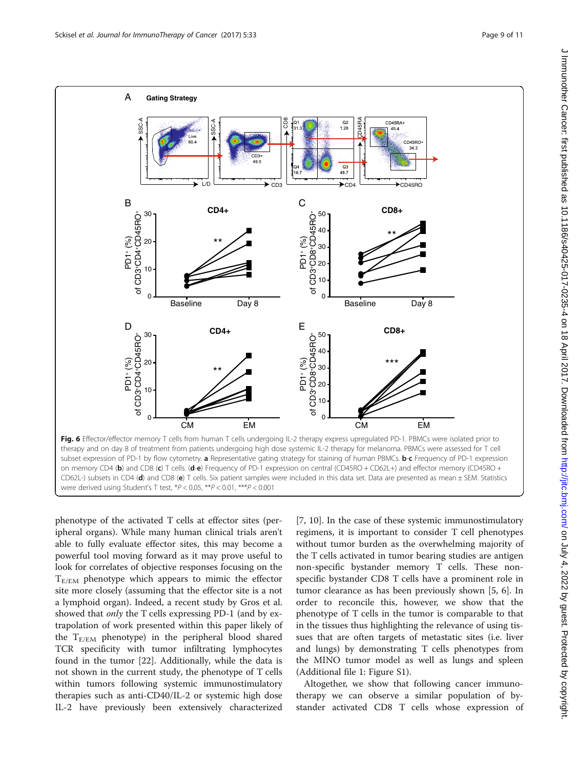**Fig. 6** Effector/effector memory T cells from human T cells undergoing IL-2 therapy express upregulated PD-1. PBMCs were isolated prior to therapy and on day 8 of treatment from patients undergoing high dose systemic IL-2 therapy for melanoma. PBMCs were assessed for T cell subset expression of PD-1 by flow cytometry. **a** Representative gating strategy for staining of human PBMCs. **b**-**c** Frequency of PD-1 expression on memory CD4 (**b**) and CD8 (**c**) T cells. (**d**-**e**) Frequency of PD-1 expression on central (CD45RO + CD62L+) and effector memory (CD45RO + CD62L-) subsets in CD4 (**d**) and CD8 (**e**) T cells. Six patient samples were included in this data set. Data are presented as mean ± SEM. Statistics were derived using Student's T test, \*$P < 0.05$, \*\*$P < 0.01$, \*\*\*$P < 0.001$

phenotype of the activated T cells at effector sites (peripheral organs). While many human clinical trials aren't able to fully evaluate effector sites, this may become a powerful tool moving forward as it may prove useful to look for correlates of objective responses focusing on the $T_{E/EM}$ phenotype which appears to mimic the effector site more closely (assuming that the effector site is a not a lymphoid organ). Indeed, a recent study by Gros et al. showed that *only* the T cells expressing PD-1 (and by extrapolation of work presented within this paper likely of the $T_{E/EM}$ phenotype) in the peripheral blood shared TCR specificity with tumor infiltrating lymphocytes found in the tumor [22]. Additionally, while the data is not shown in the current study, the phenotype of T cells within tumors following systemic immunostimulatory therapies such as anti-CD40/IL-2 or systemic high dose IL-2 have previously been extensively characterized [7, 10]. In the case of these systemic immunostimulatory regimens, it is important to consider T cell phenotypes without tumor burden as the overwhelming majority of the T cells activated in tumor bearing studies are antigen non-specific bystander memory T cells. These non-specific bystander CD8 T cells have a prominent role in tumor clearance as has been previously shown [5, 6]. In order to reconcile this, however, we show that the phenotype of T cells in the tumor is comparable to that in the tissues thus highlighting the relevance of using tissues that are often targets of metastatic sites (i.e. liver and lungs) by demonstrating T cells phenotypes from the MINO tumor model as well as lungs and spleen (Additional file 1: Figure S1).

Altogether, we show that following cancer immunotherapy we can observe a similar population of bystander activated CD8 T cells whose expression of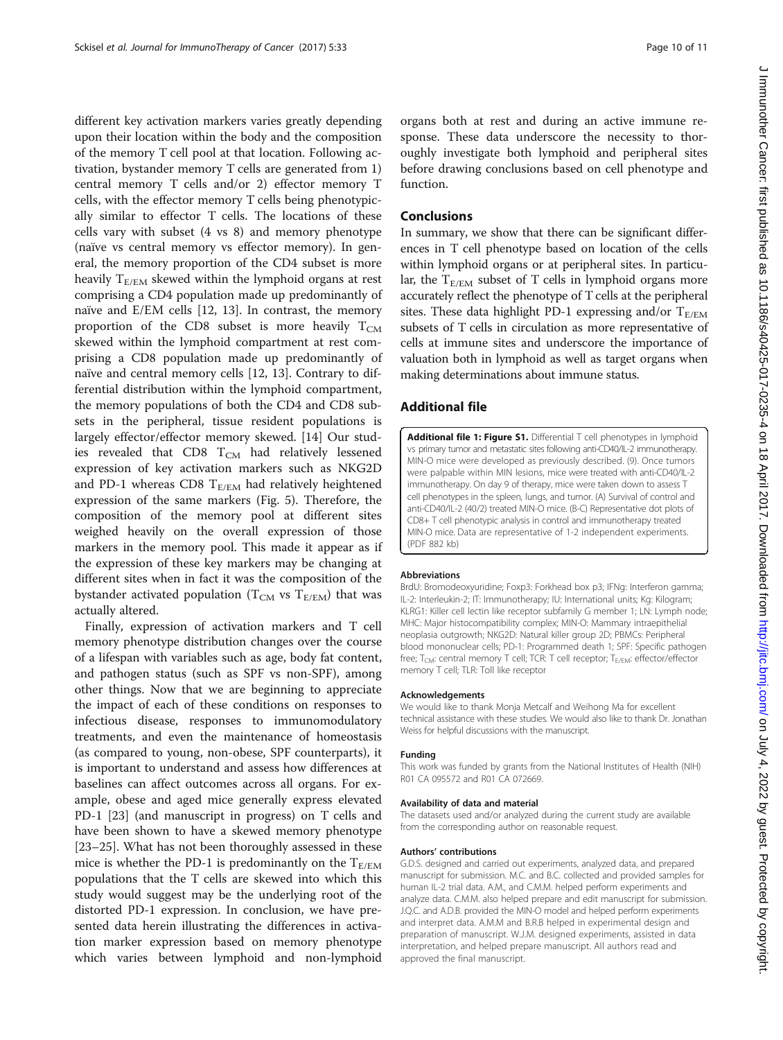different key activation markers varies greatly depending upon their location within the body and the composition of the memory T cell pool at that location. Following activation, bystander memory T cells are generated from 1) central memory T cells and/or 2) effector memory T cells, with the effector memory T cells being phenotypically similar to effector T cells. The locations of these cells vary with subset (4 vs 8) and memory phenotype (naïve vs central memory vs effector memory). In general, the memory proportion of the CD4 subset is more heavily $T_{E/EM}$ skewed within the lymphoid organs at rest comprising a CD4 population made up predominantly of naïve and E/EM cells [12, 13]. In contrast, the memory proportion of the CD8 subset is more heavily $T_{CM}$ skewed within the lymphoid compartment at rest comprising a CD8 population made up predominantly of naïve and central memory cells [12, 13]. Contrary to differential distribution within the lymphoid compartment, the memory populations of both the CD4 and CD8 subsets in the peripheral, tissue resident populations is largely effector/effector memory skewed. [14] Our studies revealed that CD8 $T_{CM}$ had relatively lessened expression of key activation markers such as NKG2D and PD-1 whereas CD8 $T_{E/EM}$ had relatively heightened expression of the same markers (Fig. 5). Therefore, the composition of the memory pool at different sites weighed heavily on the overall expression of those markers in the memory pool. This made it appear as if the expression of these key markers may be changing at different sites when in fact it was the composition of the bystander activated population ($T_{CM}$ vs $T_{E/EM}$) that was actually altered.

Finally, expression of activation markers and T cell memory phenotype distribution changes over the course of a lifespan with variables such as age, body fat content, and pathogen status (such as SPF vs non-SPF), among other things. Now that we are beginning to appreciate the impact of each of these conditions on responses to infectious disease, responses to immunomodulatory treatments, and even the maintenance of homeostasis (as compared to young, non-obese, SPF counterparts), it is important to understand and assess how differences at baselines can affect outcomes across all organs. For example, obese and aged mice generally express elevated PD-1 [23] (and manuscript in progress) on T cells and have been shown to have a skewed memory phenotype [23–25]. What has not been thoroughly assessed in these mice is whether the PD-1 is predominantly on the $T_{E/EM}$ populations that the T cells are skewed into which this study would suggest may be the underlying root of the distorted PD-1 expression. In conclusion, we have presented data herein illustrating the differences in activation marker expression based on memory phenotype which varies between lymphoid and non-lymphoid organs both at rest and during an active immune response. These data underscore the necessity to thoroughly investigate both lymphoid and peripheral sites before drawing conclusions based on cell phenotype and function.

## Conclusions

In summary, we show that there can be significant differences in T cell phenotype based on location of the cells within lymphoid organs or at peripheral sites. In particular, the $T_{E/EM}$ subset of T cells in lymphoid organs more accurately reflect the phenotype of T cells at the peripheral sites. These data highlight PD-1 expressing and/or $T_{E/EM}$ subsets of T cells in circulation as more representative of cells at immune sites and underscore the importance of valuation both in lymphoid as well as target organs when making determinations about immune status.

## Additional file

**Additional file 1: Figure S1.** Differential T cell phenotypes in lymphoid vs primary tumor and metastatic sites following anti-CD40/IL-2 immunotherapy. MIN-O mice were developed as previously described. (9). Once tumors were palpable within MIN lesions, mice were treated with anti-CD40/IL-2 immunotherapy. On day 9 of therapy, mice were taken down to assess T cell phenotypes in the spleen, lungs, and tumor. (A) Survival of control and anti-CD40/IL-2 (40/2) treated MIN-O mice. (B-C) Representative dot plots of CD8+ T cell phenotypic analysis in control and immunotherapy treated MIN-O mice. Data are representative of 1-2 independent experiments. (PDF 882 kb)

#### Abbreviations

BrdU: Bromodeoxyuridine; Foxp3: Forkhead box p3; IFNg: Interferon gamma; IL-2: Interleukin-2; IT: Immunotherapy; IU: International units; Kg: Kilogram; KLRG1: Killer cell lectin like receptor subfamily G member 1; LN: Lymph node; MHC: Major histocompatibility complex; MIN-O: Mammary intraepithelial neoplasia outgrowth; NKG2D: Natural killer group 2D; PBMCs: Peripheral blood mononuclear cells; PD-1: Programmed death 1; SPF: Specific pathogen free; $T_{CM}$: central memory T cell; TCR: T cell receptor; $T_{E/EM}$: effector/effector memory T cell; TLR: Toll like receptor

#### Acknowledgements

We would like to thank Monja Metcalf and Weihong Ma for excellent technical assistance with these studies. We would also like to thank Dr. Jonathan Weiss for helpful discussions with the manuscript.

#### Funding

This work was funded by grants from the National Institutes of Health (NIH) R01 CA 095572 and R01 CA 072669.

#### Availability of data and material

The datasets used and/or analyzed during the current study are available from the corresponding author on reasonable request.

#### Authors' contributions

G.D.S. designed and carried out experiments, analyzed data, and prepared manuscript for submission. M.C. and B.C. collected and provided samples for human IL-2 trial data. A.M., and C.M.M. helped perform experiments and analyze data. C.M.M. also helped prepare and edit manuscript for submission. J.Q.C. and A.D.B. provided the MIN-O model and helped perform experiments and interpret data. A.M.M and B.R.B helped in experimental design and preparation of manuscript. W.J.M. designed experiments, assisted in data interpretation, and helped prepare manuscript. All authors read and approved the final manuscript.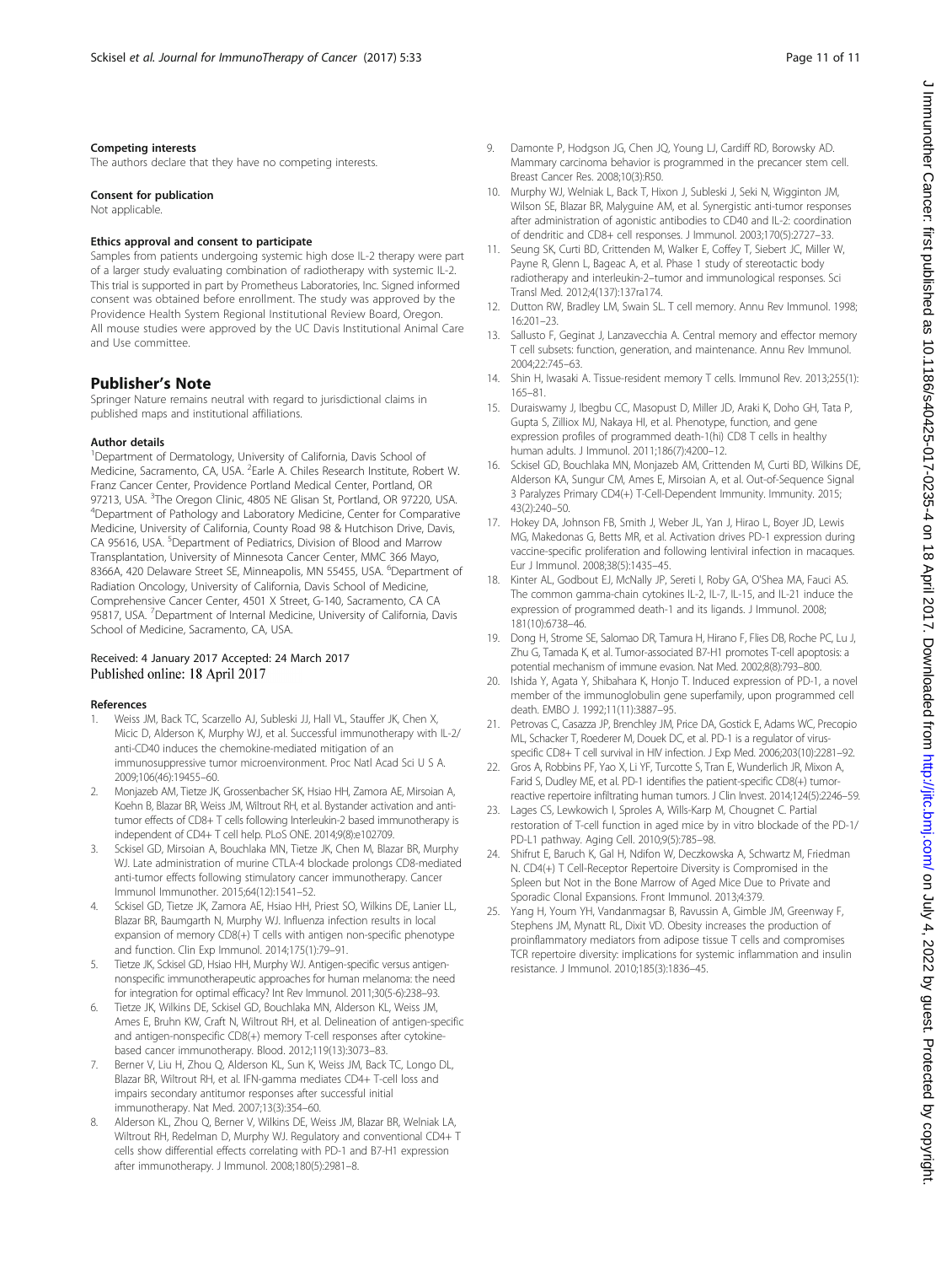#### Competing interests
The authors declare that they have no competing interests.

#### Consent for publication
Not applicable.

#### Ethics approval and consent to participate
Samples from patients undergoing systemic high dose IL-2 therapy were part of a larger study evaluating combination of radiotherapy with systemic IL-2. This trial is supported in part by Prometheus Laboratories, Inc. Signed informed consent was obtained before enrollment. The study was approved by the Providence Health System Regional Institutional Review Board, Oregon. All mouse studies were approved by the UC Davis Institutional Animal Care and Use committee.

## Publisher's Note
Springer Nature remains neutral with regard to jurisdictional claims in published maps and institutional affiliations.

#### Author details
[1]Department of Dermatology, University of California, Davis School of Medicine, Sacramento, CA, USA. [2]Earle A. Chiles Research Institute, Robert W. Franz Cancer Center, Providence Portland Medical Center, Portland, OR 97213, USA. [3]The Oregon Clinic, 4805 NE Glisan St, Portland, OR 97220, USA. [4]Department of Pathology and Laboratory Medicine, Center for Comparative Medicine, University of California, County Road 98 & Hutchison Drive, Davis, CA 95616, USA. [5]Department of Pediatrics, Division of Blood and Marrow Transplantation, University of Minnesota Cancer Center, MMC 366 Mayo, 8366A, 420 Delaware Street SE, Minneapolis, MN 55455, USA. [6]Department of Radiation Oncology, University of California, Davis School of Medicine, Comprehensive Cancer Center, 4501 X Street, G-140, Sacramento, CA CA 95817, USA. [7]Department of Internal Medicine, University of California, Davis School of Medicine, Sacramento, CA, USA.

Received: 4 January 2017 Accepted: 24 March 2017
Published online: 18 April 2017

#### References
1. Weiss JM, Back TC, Scarzello AJ, Subleski JJ, Hall VL, Stauffer JK, Chen X, Micic D, Alderson K, Murphy WJ, et al. Successful immunotherapy with IL-2/ anti-CD40 induces the chemokine-mediated mitigation of an immunosuppressive tumor microenvironment. Proc Natl Acad Sci U S A. 2009;106(46):19455–60.
2. Monjazeb AM, Tietze JK, Grossenbacher SK, Hsiao HH, Zamora AE, Mirsoian A, Koehn B, Blazar BR, Weiss JM, Wiltrout RH, et al. Bystander activation and anti-tumor effects of CD8+ T cells following Interleukin-2 based immunotherapy is independent of CD4+ T cell help. PLoS ONE. 2014;9(8):e102709.
3. Sckisel GD, Mirsoian A, Bouchlaka MN, Tietze JK, Chen M, Blazar BR, Murphy WJ. Late administration of murine CTLA-4 blockade prolongs CD8-mediated anti-tumor effects following stimulatory cancer immunotherapy. Cancer Immunol Immunother. 2015;64(12):1541–52.
4. Sckisel GD, Tietze JK, Zamora AE, Hsiao HH, Priest SO, Wilkins DE, Lanier LL, Blazar BR, Baumgarth N, Murphy WJ. Influenza infection results in local expansion of memory CD8(+) T cells with antigen non-specific phenotype and function. Clin Exp Immunol. 2014;175(1):79–91.
5. Tietze JK, Sckisel GD, Hsiao HH, Murphy WJ. Antigen-specific versus antigen-nonspecific immunotherapeutic approaches for human melanoma: the need for integration for optimal efficacy? Int Rev Immunol. 2011;30(5-6):238–93.
6. Tietze JK, Wilkins DE, Sckisel GD, Bouchlaka MN, Alderson KL, Weiss JM, Ames E, Bruhn KW, Craft N, Wiltrout RH, et al. Delineation of antigen-specific and antigen-nonspecific CD8(+) memory T-cell responses after cytokine-based cancer immunotherapy. Blood. 2012;119(13):3073–83.
7. Berner V, Liu H, Zhou Q, Alderson KL, Sun K, Weiss JM, Back TC, Longo DL, Blazar BR, Wiltrout RH, et al. IFN-gamma mediates CD4+ T-cell loss and impairs secondary antitumor responses after successful initial immunotherapy. Nat Med. 2007;13(3):354–60.
8. Alderson KL, Zhou Q, Berner V, Wilkins DE, Weiss JM, Blazar BR, Welniak LA, Wiltrout RH, Redelman D, Murphy WJ. Regulatory and conventional CD4+ T cells show differential effects correlating with PD-1 and B7-H1 expression after immunotherapy. J Immunol. 2008;180(5):2981–8.
9. Damonte P, Hodgson JG, Chen JQ, Young LJ, Cardiff RD, Borowsky AD. Mammary carcinoma behavior is programmed in the precancer stem cell. Breast Cancer Res. 2008;10(3):R50.
10. Murphy WJ, Welniak L, Back T, Hixon J, Subleski J, Seki N, Wigginton JM, Wilson SE, Blazar BR, Malyguine AM, et al. Synergistic anti-tumor responses after administration of agonistic antibodies to CD40 and IL-2: coordination of dendritic and CD8+ cell responses. J Immunol. 2003;170(5):2727–33.
11. Seung SK, Curti BD, Crittenden M, Walker E, Coffey T, Siebert JC, Miller W, Payne R, Glenn L, Bageac A, et al. Phase 1 study of stereotactic body radiotherapy and interleukin-2–tumor and immunological responses. Sci Transl Med. 2012;4(137):137ra174.
12. Dutton RW, Bradley LM, Swain SL. T cell memory. Annu Rev Immunol. 1998; 16:201–23.
13. Sallusto F, Geginat J, Lanzavecchia A. Central memory and effector memory T cell subsets: function, generation, and maintenance. Annu Rev Immunol. 2004;22:745–63.
14. Shin H, Iwasaki A. Tissue-resident memory T cells. Immunol Rev. 2013;255(1): 165–81.
15. Duraiswamy J, Ibegbu CC, Masopust D, Miller JD, Araki K, Doho GH, Tata P, Gupta S, Zilliox MJ, Nakaya HI, et al. Phenotype, function, and gene expression profiles of programmed death-1(hi) CD8 T cells in healthy human adults. J Immunol. 2011;186(7):4200–12.
16. Sckisel GD, Bouchlaka MN, Monjazeb AM, Crittenden M, Curti BD, Wilkins DE, Alderson KA, Sungur CM, Ames E, Mirsoian A, et al. Out-of-Sequence Signal 3 Paralyzes Primary CD4(+) T-Cell-Dependent Immunity. Immunity. 2015; 43(2):240–50.
17. Hokey DA, Johnson FB, Smith J, Weber JL, Yan J, Hirao L, Boyer JD, Lewis MG, Makedonas G, Betts MR, et al. Activation drives PD-1 expression during vaccine-specific proliferation and following lentiviral infection in macaques. Eur J Immunol. 2008;38(5):1435–45.
18. Kinter AL, Godbout EJ, McNally JP, Sereti I, Roby GA, O'Shea MA, Fauci AS. The common gamma-chain cytokines IL-2, IL-7, IL-15, and IL-21 induce the expression of programmed death-1 and its ligands. J Immunol. 2008; 181(10):6738–46.
19. Dong H, Strome SE, Salomao DR, Tamura H, Hirano F, Flies DB, Roche PC, Lu J, Zhu G, Tamada K, et al. Tumor-associated B7-H1 promotes T-cell apoptosis: a potential mechanism of immune evasion. Nat Med. 2002;8(8):793–800.
20. Ishida Y, Agata Y, Shibahara K, Honjo T. Induced expression of PD-1, a novel member of the immunoglobulin gene superfamily, upon programmed cell death. EMBO J. 1992;11(11):3887–95.
21. Petrovas C, Casazza JP, Brenchley JM, Price DA, Gostick E, Adams WC, Precopio ML, Schacker T, Roederer M, Douek DC, et al. PD-1 is a regulator of virus-specific CD8+ T cell survival in HIV infection. J Exp Med. 2006;203(10):2281–92.
22. Gros A, Robbins PF, Yao X, Li YF, Turcotte S, Tran E, Wunderlich JR, Mixon A, Farid S, Dudley ME, et al. PD-1 identifies the patient-specific CD8(+) tumor-reactive repertoire infiltrating human tumors. J Clin Invest. 2014;124(5):2246–59.
23. Lages CS, Lewkowich I, Sproles A, Wills-Karp M, Chougnet C. Partial restoration of T-cell function in aged mice by in vitro blockade of the PD-1/ PD-L1 pathway. Aging Cell. 2010;9(5):785–98.
24. Shifrut E, Baruch K, Gal H, Ndifon W, Deczkowska A, Schwartz M, Friedman N. CD4(+) T Cell-Receptor Repertoire Diversity is Compromised in the Spleen but Not in the Bone Marrow of Aged Mice Due to Private and Sporadic Clonal Expansions. Front Immunol. 2013;4:379.
25. Yang H, Youm YH, Vandanmagsar B, Ravussin A, Gimble JM, Greenway F, Stephens JM, Mynatt RL, Dixit VD. Obesity increases the production of proinflammatory mediators from adipose tissue T cells and compromises TCR repertoire diversity: implications for systemic inflammation and insulin resistance. J Immunol. 2010;185(3):1836–45.